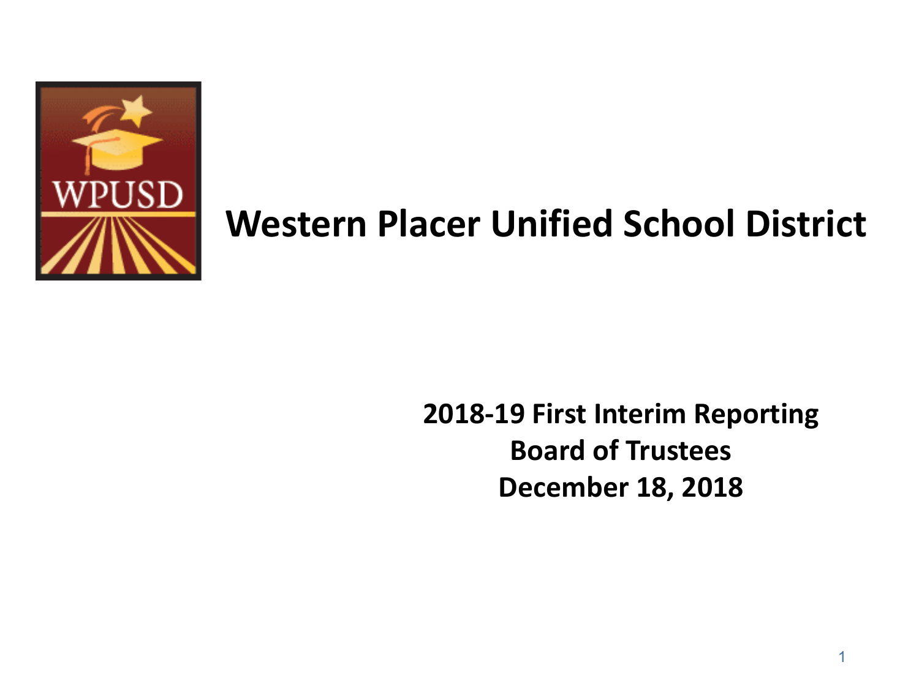# Western Placer Unified School District

**2018-19 First Interim Reporting**
**Board of Trustees**
**December 18, 2018**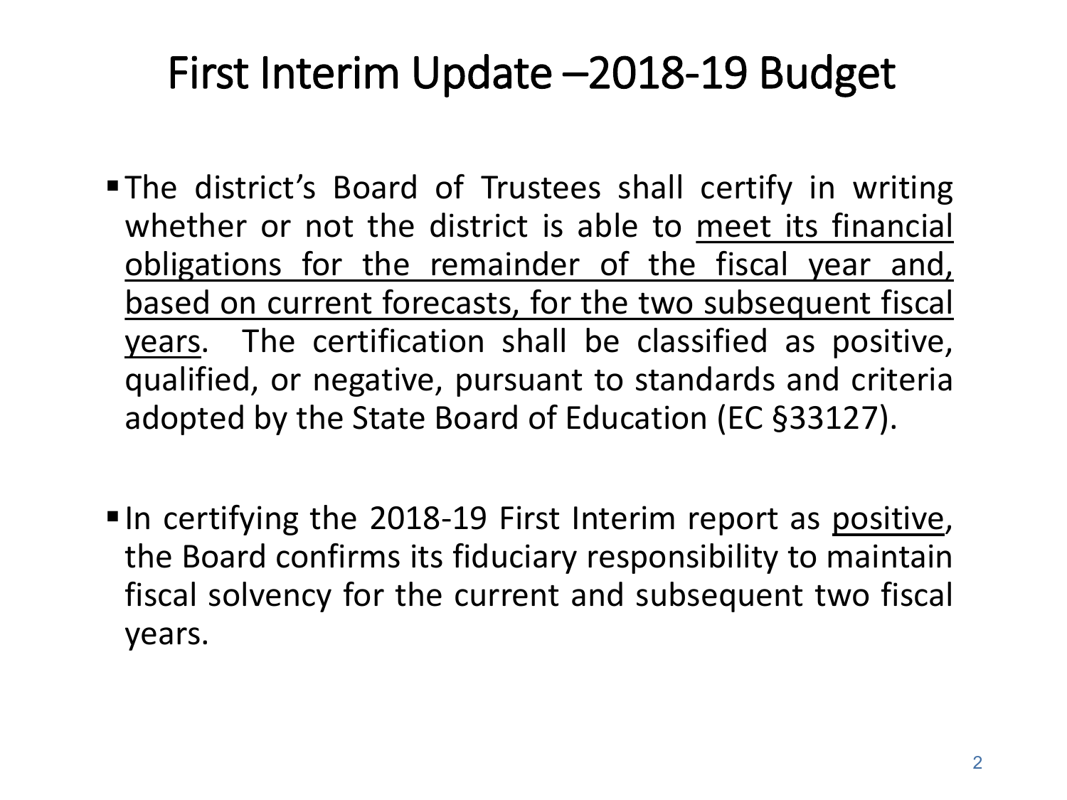# First Interim Update –2018-19 Budget

- The district's Board of Trustees shall certify in writing whether or not the district is able to <u>meet its financial obligations for the remainder of the fiscal year and, based on current forecasts, for the two subsequent fiscal years</u>. The certification shall be classified as positive, qualified, or negative, pursuant to standards and criteria adopted by the State Board of Education (EC §33127).

- In certifying the 2018-19 First Interim report as <u>positive</u>, the Board confirms its fiduciary responsibility to maintain fiscal solvency for the current and subsequent two fiscal years.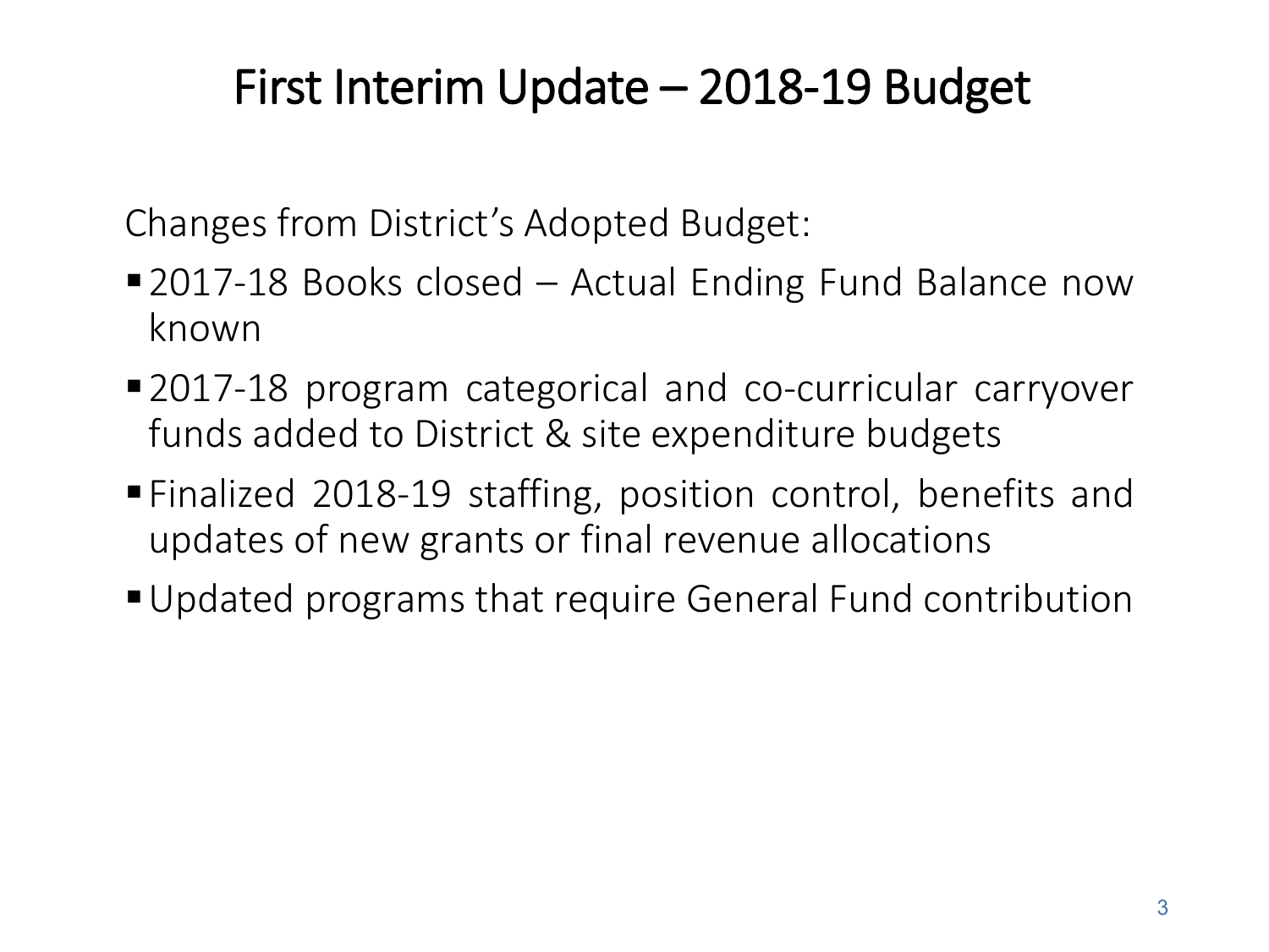# First Interim Update – 2018-19 Budget

Changes from District's Adopted Budget:

- 2017-18 Books closed – Actual Ending Fund Balance now known
- 2017-18 program categorical and co-curricular carryover funds added to District & site expenditure budgets
- Finalized 2018-19 staffing, position control, benefits and updates of new grants or final revenue allocations
- Updated programs that require General Fund contribution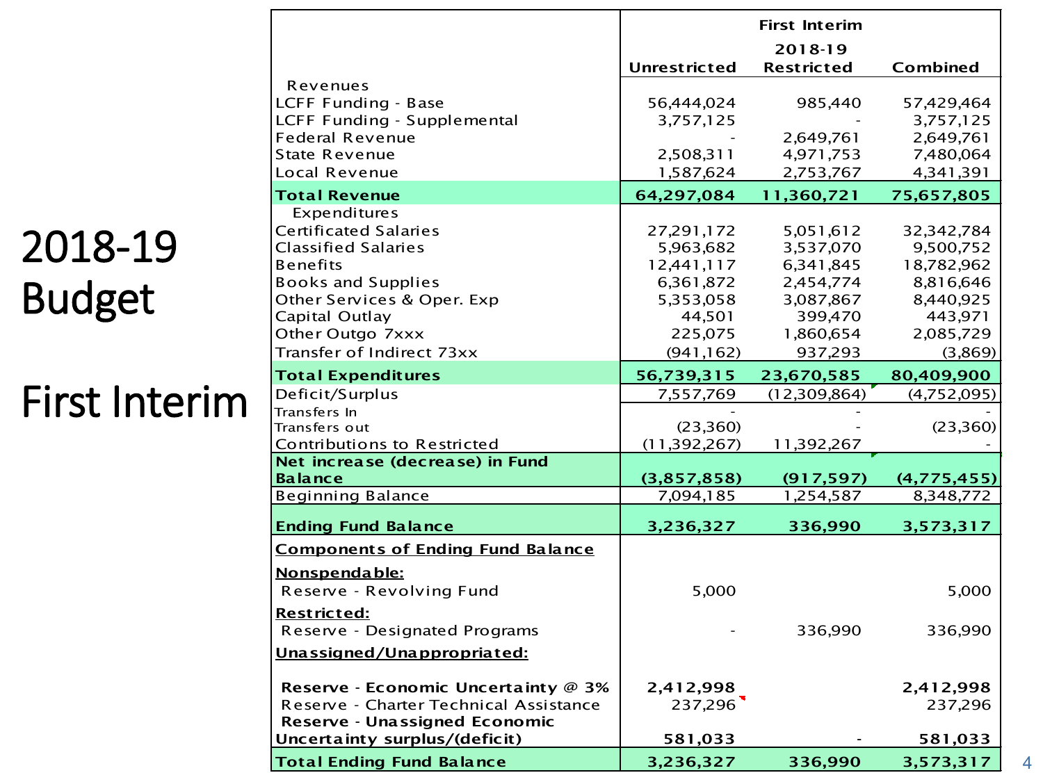# 2018-19 Budget

# First Interim

| | First Interim | | |
|---|---|---|---|
| | | 2018-19 | |
| | Unrestricted | Restricted | Combined |
| Revenues | | | |
| LCFF Funding - Base | 56,444,024 | 985,440 | 57,429,464 |
| LCFF Funding - Supplemental | 3,757,125 | - | 3,757,125 |
| Federal Revenue | - | 2,649,761 | 2,649,761 |
| State Revenue | 2,508,311 | 4,971,753 | 7,480,064 |
| Local Revenue | 1,587,624 | 2,753,767 | 4,341,391 |
| **Total Revenue** | **64,297,084** | **11,360,721** | **75,657,805** |
| Expenditures | | | |
| Certificated Salaries | 27,291,172 | 5,051,612 | 32,342,784 |
| Classified Salaries | 5,963,682 | 3,537,070 | 9,500,752 |
| Benefits | 12,441,117 | 6,341,845 | 18,782,962 |
| Books and Supplies | 6,361,872 | 2,454,774 | 8,816,646 |
| Other Services & Oper. Exp | 5,353,058 | 3,087,867 | 8,440,925 |
| Capital Outlay | 44,501 | 399,470 | 443,971 |
| Other Outgo 7xxx | 225,075 | 1,860,654 | 2,085,729 |
| Transfer of Indirect 73xx | (941,162) | 937,293 | (3,869) |
| **Total Expenditures** | **56,739,315** | **23,670,585** | **80,409,900** |
| Deficit/Surplus | 7,557,769 | (12,309,864) | (4,752,095) |
| Transfers In | - | - | - |
| Transfers out | (23,360) | - | (23,360) |
| Contributions to Restricted | (11,392,267) | 11,392,267 | - |
| **Net increase (decrease) in Fund Balance** | **(3,857,858)** | **(917,597)** | **(4,775,455)** |
| Beginning Balance | 7,094,185 | 1,254,587 | 8,348,772 |
| **Ending Fund Balance** | **3,236,327** | **336,990** | **3,573,317** |
| **Components of Ending Fund Balance** | | | |
| **Nonspendable:** | | | |
| Reserve - Revolving Fund | 5,000 | | 5,000 |
| **Restricted:** | | | |
| Reserve - Designated Programs | - | 336,990 | 336,990 |
| **Unassigned/Unappropriated:** | | | |
| **Reserve - Economic Uncertainty @ 3%** | **2,412,998** | | **2,412,998** |
| Reserve - Charter Technical Assistance | 237,296 | | 237,296 |
| **Reserve - Unassigned Economic Uncertainty surplus/(deficit)** | **581,033** | - | **581,033** |
| **Total Ending Fund Balance** | **3,236,327** | **336,990** | **3,573,317** |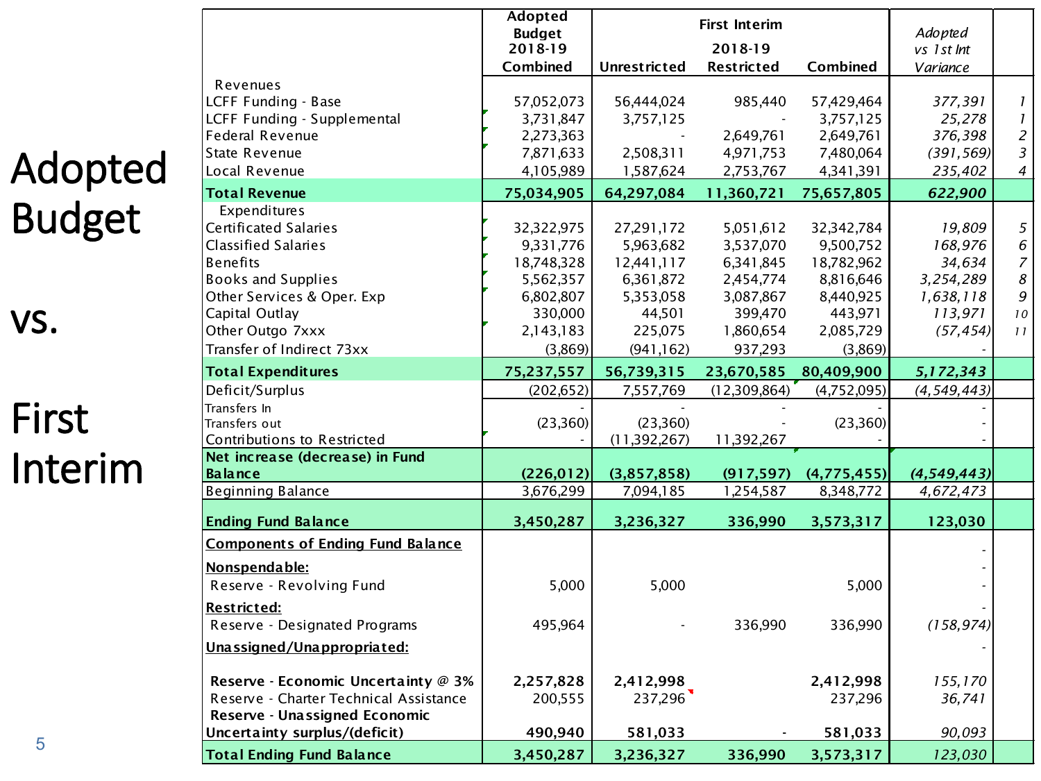# Adopted Budget vs. First Interim

| | Adopted Budget 2018-19 Combined | First Interim 2018-19 Unrestricted | First Interim 2018-19 Restricted | First Interim 2018-19 Combined | *Adopted vs 1st Int Variance* | |
|---|---|---|---|---|---|---|
| Revenues | | | | | | |
| LCFF Funding - Base | 57,052,073 | 56,444,024 | 985,440 | 57,429,464 | *377,391* | *1* |
| LCFF Funding - Supplemental | 3,731,847 | 3,757,125 | - | 3,757,125 | *25,278* | *1* |
| Federal Revenue | 2,273,363 | - | 2,649,761 | 2,649,761 | *376,398* | *2* |
| State Revenue | 7,871,633 | 2,508,311 | 4,971,753 | 7,480,064 | *(391,569)* | *3* |
| Local Revenue | 4,105,989 | 1,587,624 | 2,753,767 | 4,341,391 | *235,402* | *4* |
| **Total Revenue** | **75,034,905** | **64,297,084** | **11,360,721** | **75,657,805** | ***622,900*** | |
| Expenditures | | | | | | |
| Certificated Salaries | 32,322,975 | 27,291,172 | 5,051,612 | 32,342,784 | *19,809* | *5* |
| Classified Salaries | 9,331,776 | 5,963,682 | 3,537,070 | 9,500,752 | *168,976* | *6* |
| Benefits | 18,748,328 | 12,441,117 | 6,341,845 | 18,782,962 | *34,634* | *7* |
| Books and Supplies | 5,562,357 | 6,361,872 | 2,454,774 | 8,816,646 | *3,254,289* | *8* |
| Other Services & Oper. Exp | 6,802,807 | 5,353,058 | 3,087,867 | 8,440,925 | *1,638,118* | *9* |
| Capital Outlay | 330,000 | 44,501 | 399,470 | 443,971 | *113,971* | *10* |
| Other Outgo 7xxx | 2,143,183 | 225,075 | 1,860,654 | 2,085,729 | *(57,454)* | *11* |
| Transfer of Indirect 73xx | (3,869) | (941,162) | 937,293 | (3,869) | - | |
| **Total Expenditures** | **75,237,557** | **56,739,315** | **23,670,585** | **80,409,900** | ***5,172,343*** | |
| Deficit/Surplus | (202,652) | 7,557,769 | (12,309,864) | (4,752,095) | *(4,549,443)* | |
| Transfers In | - | - | - | - | - | |
| Transfers out | (23,360) | (23,360) | - | (23,360) | - | |
| Contributions to Restricted | - | (11,392,267) | 11,392,267 | - | - | |
| **Net increase (decrease) in Fund Balance** | **(226,012)** | **(3,857,858)** | **(917,597)** | **(4,775,455)** | ***(4,549,443)*** | |
| Beginning Balance | 3,676,299 | 7,094,185 | 1,254,587 | 8,348,772 | *4,672,473* | |
| **Ending Fund Balance** | **3,450,287** | **3,236,327** | **336,990** | **3,573,317** | **123,030** | |
| **Components of Ending Fund Balance** | | | | | - | |
| **Nonspendable:** | | | | | - | |
| Reserve - Revolving Fund | 5,000 | 5,000 | | 5,000 | - | |
| **Restricted:** | | | | | - | |
| Reserve - Designated Programs | 495,964 | - | 336,990 | 336,990 | *(158,974)* | |
| **Unassigned/Unappropriated:** | | | | | - | |
| **Reserve - Economic Uncertainty @ 3%** | **2,257,828** | **2,412,998** | | **2,412,998** | *155,170* | |
| Reserve - Charter Technical Assistance | 200,555 | 237,296 | | 237,296 | *36,741* | |
| **Reserve - Unassigned Economic Uncertainty surplus/(deficit)** | **490,940** | **581,033** | - | **581,033** | *90,093* | |
| **Total Ending Fund Balance** | **3,450,287** | **3,236,327** | **336,990** | **3,573,317** | *123,030* | |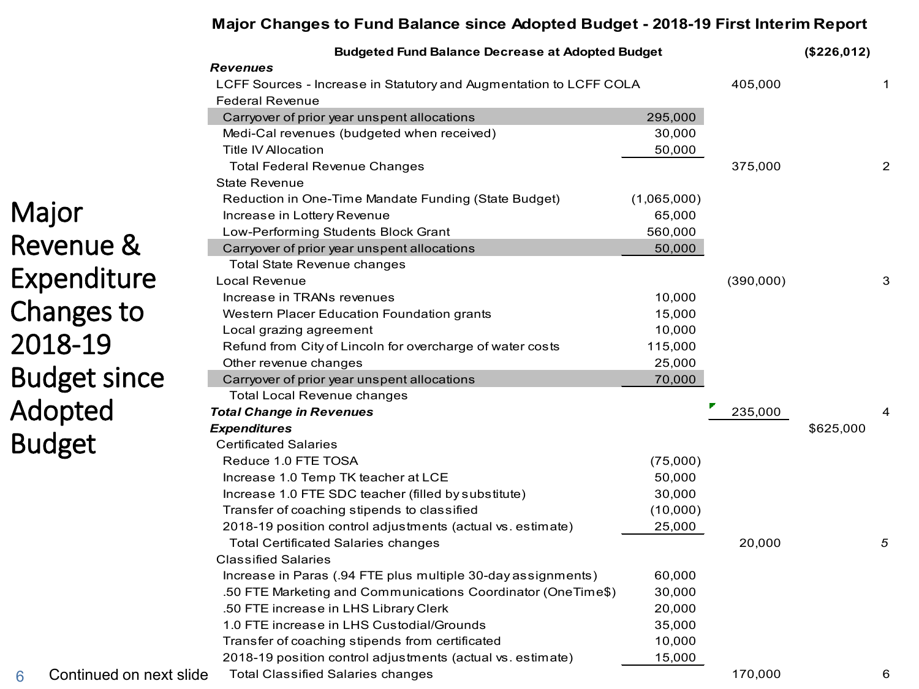# Major Revenue & Expenditure Changes to 2018-19 Budget since Adopted Budget

## Major Changes to Fund Balance since Adopted Budget - 2018-19 First Interim Report

| Item | Detail | Subtotal | Total | Ref |
|---|---|---|---|---|
| **Budgeted Fund Balance Decrease at Adopted Budget** | | | ($226,012) | |
| ***Revenues*** | | | | |
| LCFF Sources - Increase in Statutory and Augmentation to LCFF COLA | | 405,000 | | 1 |
| Federal Revenue | | | | |
| Carryover of prior year unspent allocations | 295,000 | | | |
| Medi-Cal revenues (budgeted when received) | 30,000 | | | |
| Title IV Allocation | 50,000 | | | |
| Total Federal Revenue Changes | | 375,000 | | 2 |
| State Revenue | | | | |
| Reduction in One-Time Mandate Funding (State Budget) | (1,065,000) | | | |
| Increase in Lottery Revenue | 65,000 | | | |
| Low-Performing Students Block Grant | 560,000 | | | |
| Carryover of prior year unspent allocations | 50,000 | | | |
| Total State Revenue changes | | | | |
| Local Revenue | | (390,000) | | 3 |
| Increase in TRANs revenues | 10,000 | | | |
| Western Placer Education Foundation grants | 15,000 | | | |
| Local grazing agreement | 10,000 | | | |
| Refund from City of Lincoln for overcharge of water costs | 115,000 | | | |
| Other revenue changes | 25,000 | | | |
| Carryover of prior year unspent allocations | 70,000 | | | |
| Total Local Revenue changes | | | | |
| ***Total Change in Revenues*** | | 235,000 | | 4 |
| ***Expenditures*** | | | $625,000 | |
| Certificated Salaries | | | | |
| Reduce 1.0 FTE TOSA | (75,000) | | | |
| Increase 1.0 Temp TK teacher at LCE | 50,000 | | | |
| Increase 1.0 FTE SDC teacher (filled by substitute) | 30,000 | | | |
| Transfer of coaching stipends to classified | (10,000) | | | |
| 2018-19 position control adjustments (actual vs. estimate) | 25,000 | | | |
| Total Certificated Salaries changes | | 20,000 | | *5* |
| Classified Salaries | | | | |
| Increase in Paras (.94 FTE plus multiple 30-day assignments) | 60,000 | | | |
| .50 FTE Marketing and Communications Coordinator (OneTime$) | 30,000 | | | |
| .50 FTE increase in LHS Library Clerk | 20,000 | | | |
| 1.0 FTE increase in LHS Custodial/Grounds | 35,000 | | | |
| Transfer of coaching stipends from certificated | 10,000 | | | |
| 2018-19 position control adjustments (actual vs. estimate) | 15,000 | | | |
| Total Classified Salaries changes | | 170,000 | | 6 |

Continued on next slide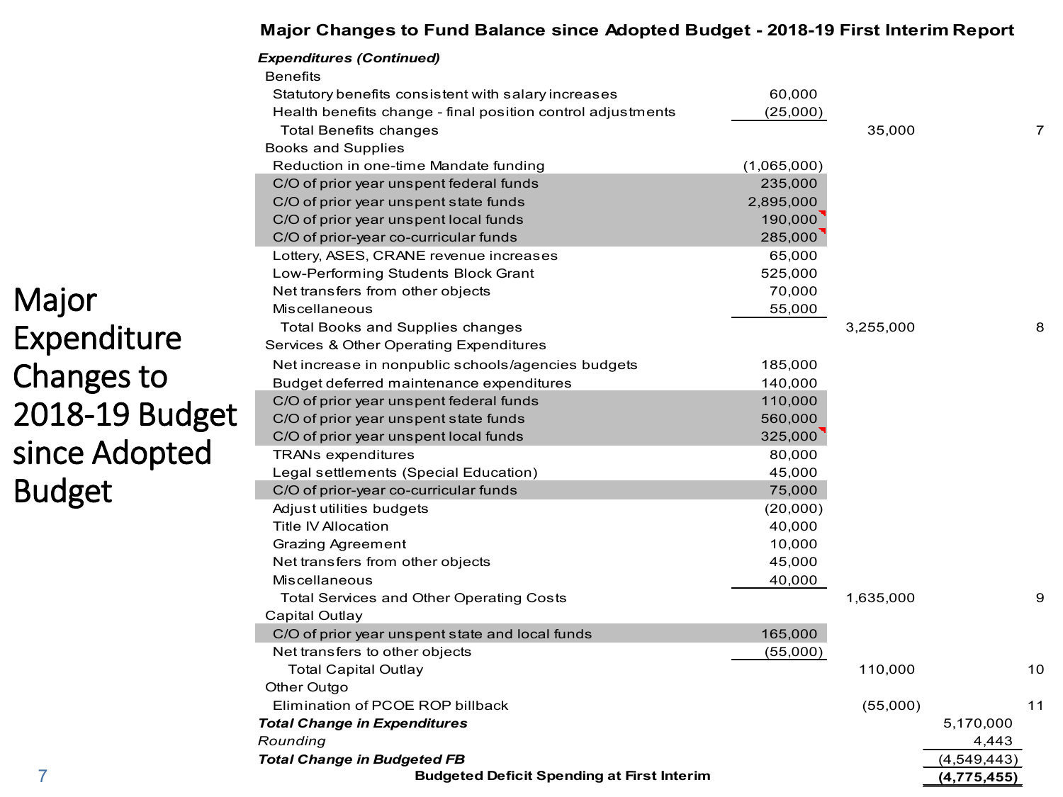# Major Expenditure Changes to 2018-19 Budget since Adopted Budget

## Major Changes to Fund Balance since Adopted Budget - 2018-19 First Interim Report

| Item | Detail | Subtotal | Total | Note |
|---|---|---|---|---|
| ***Expenditures (Continued)*** | | | | |
| Benefits | | | | |
| Statutory benefits consistent with salary increases | 60,000 | | | |
| Health benefits change - final position control adjustments | (25,000) | | | |
| Total Benefits changes | | 35,000 | | 7 |
| Books and Supplies | | | | |
| Reduction in one-time Mandate funding | (1,065,000) | | | |
| C/O of prior year unspent federal funds | 235,000 | | | |
| C/O of prior year unspent state funds | 2,895,000 | | | |
| C/O of prior year unspent local funds | 190,000 | | | |
| C/O of prior-year co-curricular funds | 285,000 | | | |
| Lottery, ASES, CRANE revenue increases | 65,000 | | | |
| Low-Performing Students Block Grant | 525,000 | | | |
| Net transfers from other objects | 70,000 | | | |
| Miscellaneous | 55,000 | | | |
| Total Books and Supplies changes | | 3,255,000 | | 8 |
| Services & Other Operating Expenditures | | | | |
| Net increase in nonpublic schools/agencies budgets | 185,000 | | | |
| Budget deferred maintenance expenditures | 140,000 | | | |
| C/O of prior year unspent federal funds | 110,000 | | | |
| C/O of prior year unspent state funds | 560,000 | | | |
| C/O of prior year unspent local funds | 325,000 | | | |
| TRANs expenditures | 80,000 | | | |
| Legal settlements (Special Education) | 45,000 | | | |
| C/O of prior-year co-curricular funds | 75,000 | | | |
| Adjust utilities budgets | (20,000) | | | |
| Title IV Allocation | 40,000 | | | |
| Grazing Agreement | 10,000 | | | |
| Net transfers from other objects | 45,000 | | | |
| Miscellaneous | 40,000 | | | |
| Total Services and Other Operating Costs | | 1,635,000 | | 9 |
| Capital Outlay | | | | |
| C/O of prior year unspent state and local funds | 165,000 | | | |
| Net transfers to other objects | (55,000) | | | |
| Total Capital Outlay | | 110,000 | | 10 |
| Other Outgo | | | | |
| Elimination of PCOE ROP billback | | (55,000) | | 11 |
| ***Total Change in Expenditures*** | | | 5,170,000 | |
| *Rounding* | | | 4,443 | |
| ***Total Change in Budgeted FB*** | | | (4,549,443) | |
| **Budgeted Deficit Spending at First Interim** | | | **(4,775,455)** | |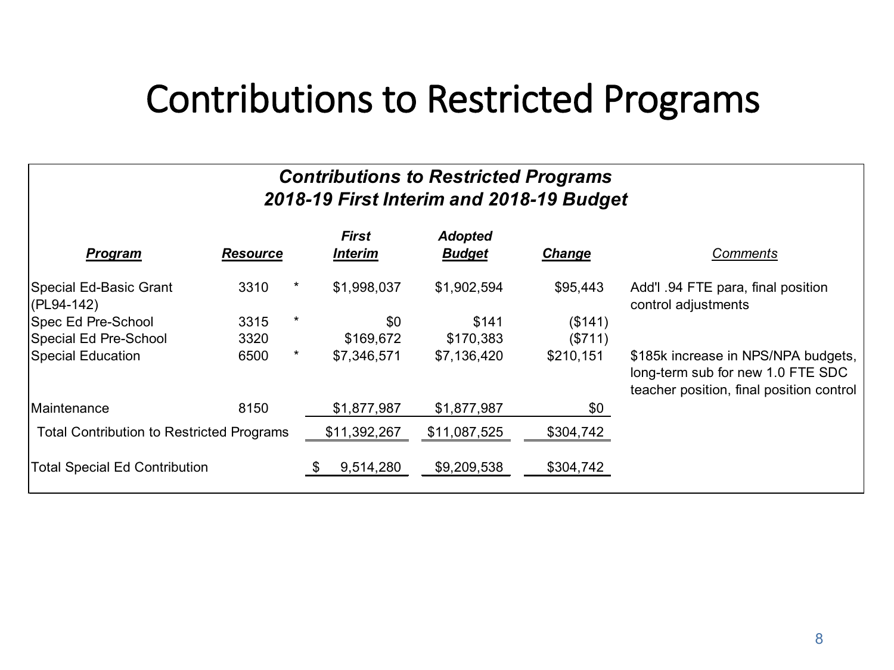# Contributions to Restricted Programs

***Contributions to Restricted Programs***
***2018-19 First Interim and 2018-19 Budget***

| Program | Resource | | First Interim | Adopted Budget | Change | Comments |
|---|---|---|---|---|---|---|
| Special Ed-Basic Grant (PL94-142) | 3310 | * | $1,998,037 | $1,902,594 | $95,443 | Add'l .94 FTE para, final position control adjustments |
| Spec Ed Pre-School | 3315 | * | $0 | $141 | ($141) | |
| Special Ed Pre-School | 3320 | | $169,672 | $170,383 | ($711) | |
| Special Education | 6500 | * | $7,346,571 | $7,136,420 | $210,151 | $185k increase in NPS/NPA budgets, long-term sub for new 1.0 FTE SDC teacher position, final position control |
| Maintenance | 8150 | | $1,877,987 | $1,877,987 | $0 | |
| Total Contribution to Restricted Programs | | | $11,392,267 | $11,087,525 | $304,742 | |
| Total Special Ed Contribution | | | $ 9,514,280 | $9,209,538 | $304,742 | |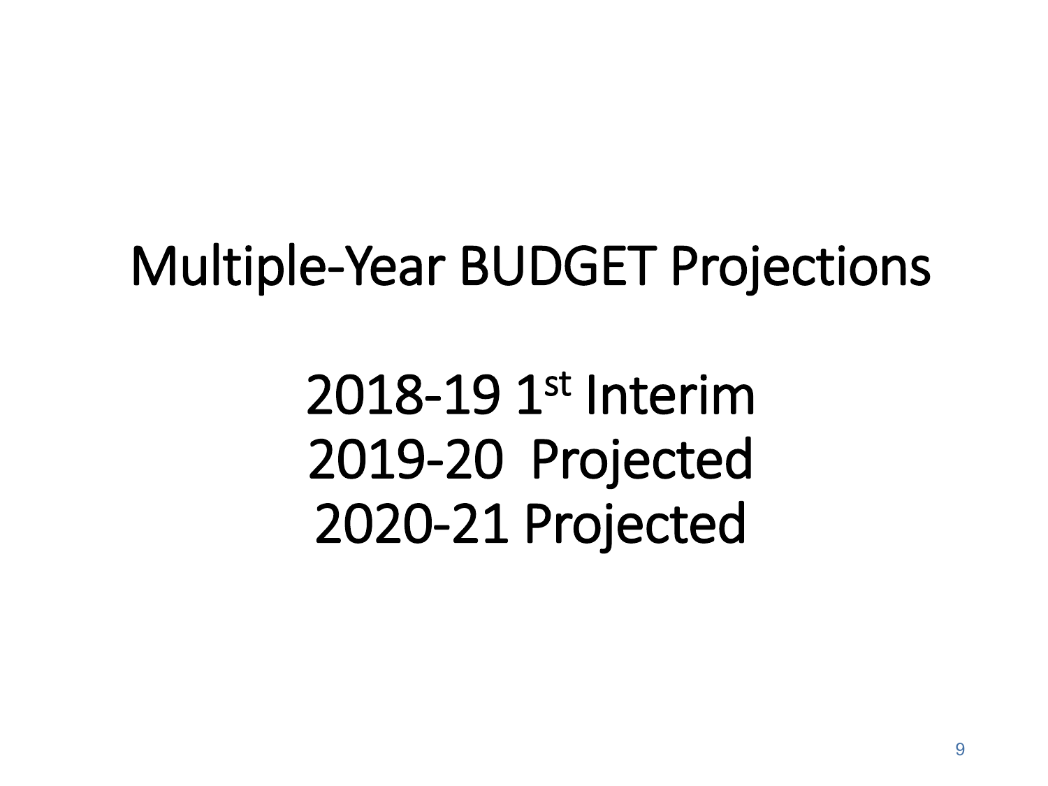# Multiple-Year BUDGET Projections

2018-19 1st Interim
2019-20 Projected
2020-21 Projected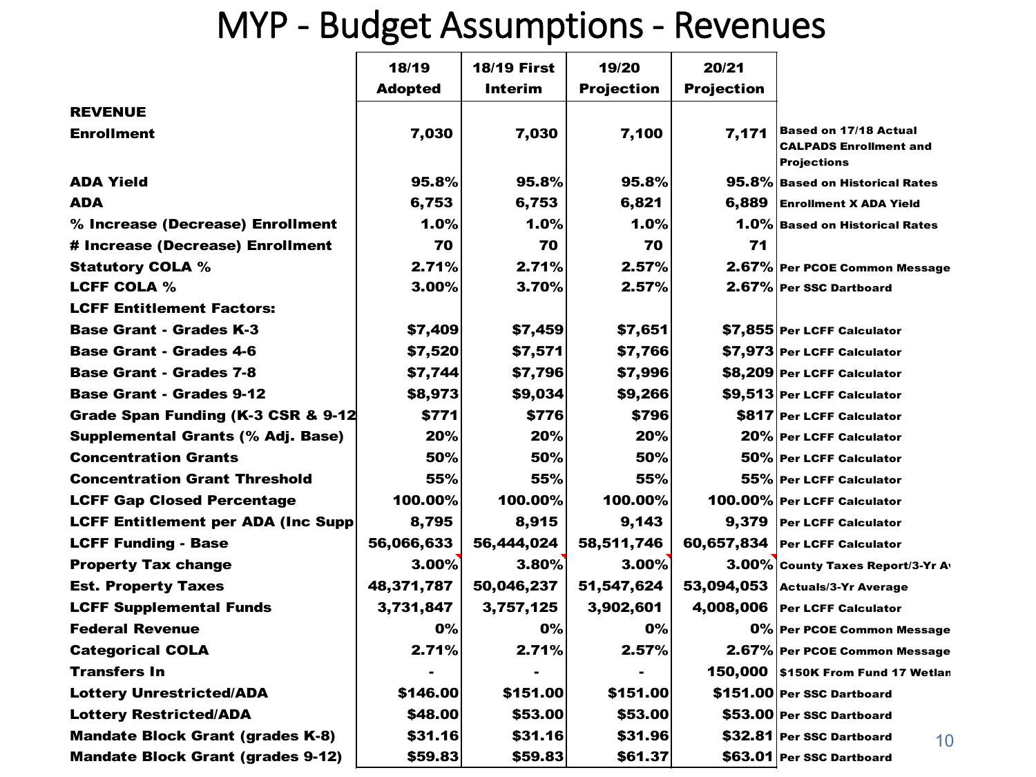# MYP - Budget Assumptions - Revenues

| | 18/19 Adopted | 18/19 First Interim | 19/20 Projection | 20/21 Projection | |
|---|---|---|---|---|---|
| **REVENUE** | | | | | |
| **Enrollment** | 7,030 | 7,030 | 7,100 | 7,171 | Based on 17/18 Actual CALPADS Enrollment and Projections |
| **ADA Yield** | 95.8% | 95.8% | 95.8% | 95.8% | Based on Historical Rates |
| **ADA** | 6,753 | 6,753 | 6,821 | 6,889 | Enrollment X ADA Yield |
| **% Increase (Decrease) Enrollment** | 1.0% | 1.0% | 1.0% | 1.0% | Based on Historical Rates |
| **# Increase (Decrease) Enrollment** | 70 | 70 | 70 | 71 | |
| **Statutory COLA %** | 2.71% | 2.71% | 2.57% | 2.67% | Per PCOE Common Message |
| **LCFF COLA %** | 3.00% | 3.70% | 2.57% | 2.67% | Per SSC Dartboard |
| **LCFF Entitlement Factors:** | | | | | |
| **Base Grant - Grades K-3** | $7,409 | $7,459 | $7,651 | $7,855 | Per LCFF Calculator |
| **Base Grant - Grades 4-6** | $7,520 | $7,571 | $7,766 | $7,973 | Per LCFF Calculator |
| **Base Grant - Grades 7-8** | $7,744 | $7,796 | $7,996 | $8,209 | Per LCFF Calculator |
| **Base Grant - Grades 9-12** | $8,973 | $9,034 | $9,266 | $9,513 | Per LCFF Calculator |
| **Grade Span Funding (K-3 CSR & 9-12** | $771 | $776 | $796 | $817 | Per LCFF Calculator |
| **Supplemental Grants (% Adj. Base)** | 20% | 20% | 20% | 20% | Per LCFF Calculator |
| **Concentration Grants** | 50% | 50% | 50% | 50% | Per LCFF Calculator |
| **Concentration Grant Threshold** | 55% | 55% | 55% | 55% | Per LCFF Calculator |
| **LCFF Gap Closed Percentage** | 100.00% | 100.00% | 100.00% | 100.00% | Per LCFF Calculator |
| **LCFF Entitlement per ADA (Inc Supp** | 8,795 | 8,915 | 9,143 | 9,379 | Per LCFF Calculator |
| **LCFF Funding - Base** | 56,066,633 | 56,444,024 | 58,511,746 | 60,657,834 | Per LCFF Calculator |
| **Property Tax change** | 3.00% | 3.80% | 3.00% | 3.00% | County Taxes Report/3-Yr Av |
| **Est. Property Taxes** | 48,371,787 | 50,046,237 | 51,547,624 | 53,094,053 | Actuals/3-Yr Average |
| **LCFF Supplemental Funds** | 3,731,847 | 3,757,125 | 3,902,601 | 4,008,006 | Per LCFF Calculator |
| **Federal Revenue** | 0% | 0% | 0% | 0% | Per PCOE Common Message |
| **Categorical COLA** | 2.71% | 2.71% | 2.57% | 2.67% | Per PCOE Common Message |
| **Transfers In** | - | - | - | 150,000 | $150K From Fund 17 Wetlan |
| **Lottery Unrestricted/ADA** | $146.00 | $151.00 | $151.00 | $151.00 | Per SSC Dartboard |
| **Lottery Restricted/ADA** | $48.00 | $53.00 | $53.00 | $53.00 | Per SSC Dartboard |
| **Mandate Block Grant (grades K-8)** | $31.16 | $31.16 | $31.96 | $32.81 | Per SSC Dartboard |
| **Mandate Block Grant (grades 9-12)** | $59.83 | $59.83 | $61.37 | $63.01 | Per SSC Dartboard |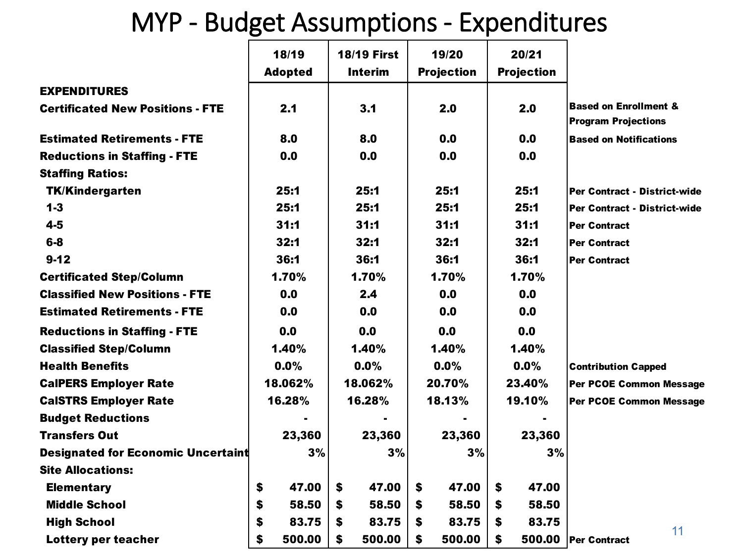# MYP - Budget Assumptions - Expenditures

| | 18/19 Adopted | 18/19 First Interim | 19/20 Projection | 20/21 Projection | |
|---|---|---|---|---|---|
| **EXPENDITURES** | | | | | |
| **Certificated New Positions - FTE** | 2.1 | 3.1 | 2.0 | 2.0 | Based on Enrollment & Program Projections |
| **Estimated Retirements - FTE** | 8.0 | 8.0 | 0.0 | 0.0 | Based on Notifications |
| **Reductions in Staffing - FTE** | 0.0 | 0.0 | 0.0 | 0.0 | |
| **Staffing Ratios:** | | | | | |
| TK/Kindergarten | 25:1 | 25:1 | 25:1 | 25:1 | Per Contract - District-wide |
| 1-3 | 25:1 | 25:1 | 25:1 | 25:1 | Per Contract - District-wide |
| 4-5 | 31:1 | 31:1 | 31:1 | 31:1 | Per Contract |
| 6-8 | 32:1 | 32:1 | 32:1 | 32:1 | Per Contract |
| 9-12 | 36:1 | 36:1 | 36:1 | 36:1 | Per Contract |
| **Certificated Step/Column** | 1.70% | 1.70% | 1.70% | 1.70% | |
| **Classified New Positions - FTE** | 0.0 | 2.4 | 0.0 | 0.0 | |
| **Estimated Retirements - FTE** | 0.0 | 0.0 | 0.0 | 0.0 | |
| **Reductions in Staffing - FTE** | 0.0 | 0.0 | 0.0 | 0.0 | |
| **Classified Step/Column** | 1.40% | 1.40% | 1.40% | 1.40% | |
| **Health Benefits** | 0.0% | 0.0% | 0.0% | 0.0% | Contribution Capped |
| **CalPERS Employer Rate** | 18.062% | 18.062% | 20.70% | 23.40% | Per PCOE Common Message |
| **CalSTRS Employer Rate** | 16.28% | 16.28% | 18.13% | 19.10% | Per PCOE Common Message |
| **Budget Reductions** | - | - | - | - | |
| **Transfers Out** | 23,360 | 23,360 | 23,360 | 23,360 | |
| **Designated for Economic Uncertaint** | 3% | 3% | 3% | 3% | |
| **Site Allocations:** | | | | | |
| Elementary | $ 47.00 | $ 47.00 | $ 47.00 | $ 47.00 | |
| Middle School | $ 58.50 | $ 58.50 | $ 58.50 | $ 58.50 | |
| High School | $ 83.75 | $ 83.75 | $ 83.75 | $ 83.75 | |
| Lottery per teacher | $ 500.00 | $ 500.00 | $ 500.00 | $ 500.00 | Per Contract |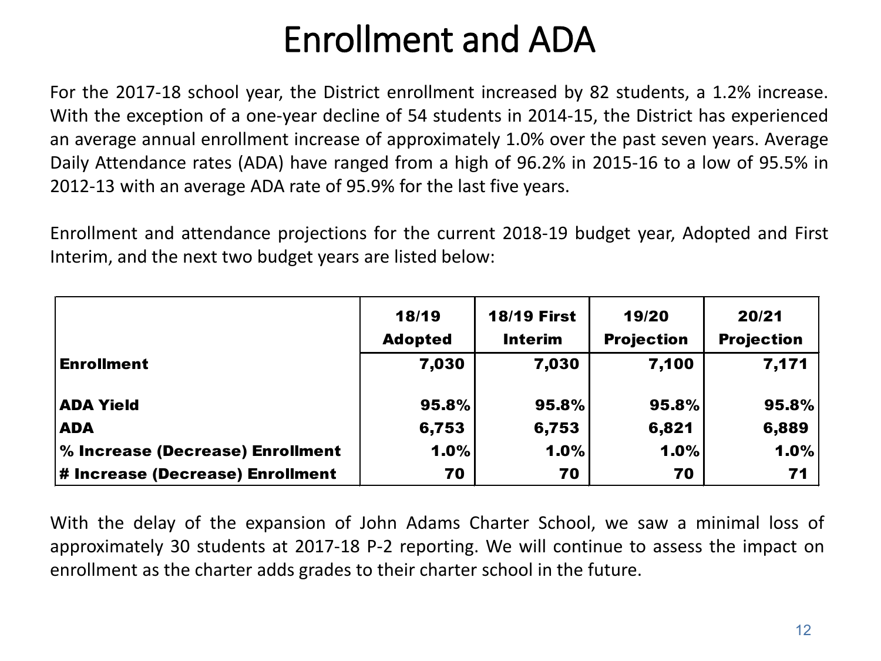# Enrollment and ADA

For the 2017-18 school year, the District enrollment increased by 82 students, a 1.2% increase. With the exception of a one-year decline of 54 students in 2014-15, the District has experienced an average annual enrollment increase of approximately 1.0% over the past seven years. Average Daily Attendance rates (ADA) have ranged from a high of 96.2% in 2015-16 to a low of 95.5% in 2012-13 with an average ADA rate of 95.9% for the last five years.

Enrollment and attendance projections for the current 2018-19 budget year, Adopted and First Interim, and the next two budget years are listed below:

| | 18/19 Adopted | 18/19 First Interim | 19/20 Projection | 20/21 Projection |
|---|---|---|---|---|
| **Enrollment** | 7,030 | 7,030 | 7,100 | 7,171 |
| **ADA Yield** | 95.8% | 95.8% | 95.8% | 95.8% |
| **ADA** | 6,753 | 6,753 | 6,821 | 6,889 |
| **% Increase (Decrease) Enrollment** | 1.0% | 1.0% | 1.0% | 1.0% |
| **# Increase (Decrease) Enrollment** | 70 | 70 | 70 | 71 |

With the delay of the expansion of John Adams Charter School, we saw a minimal loss of approximately 30 students at 2017-18 P-2 reporting. We will continue to assess the impact on enrollment as the charter adds grades to their charter school in the future.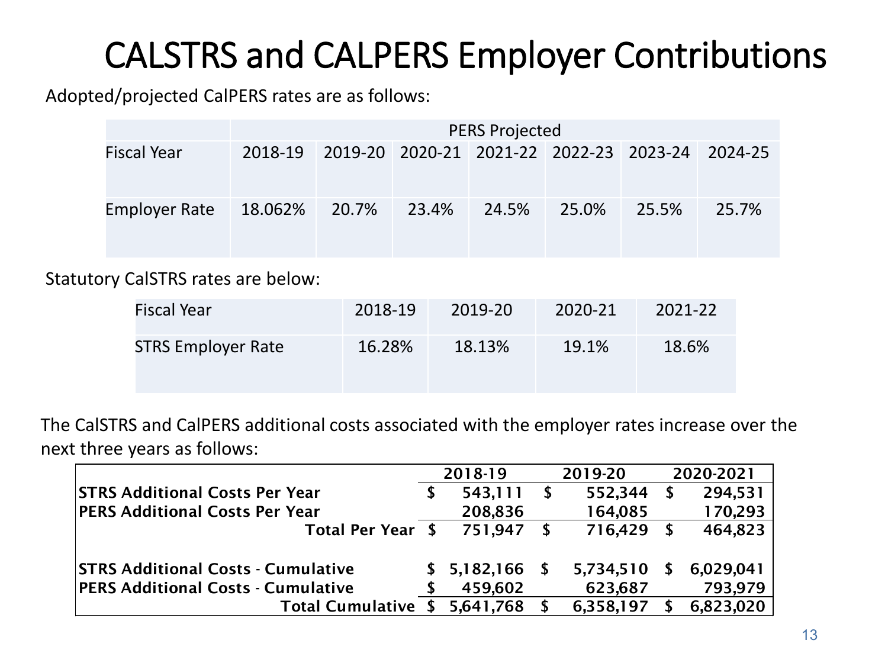# CALSTRS and CALPERS Employer Contributions

Adopted/projected CalPERS rates are as follows:

| | PERS Projected | | | | | | |
|---|---|---|---|---|---|---|---|
| Fiscal Year | 2018-19 | 2019-20 | 2020-21 | 2021-22 | 2022-23 | 2023-24 | 2024-25 |
| Employer Rate | 18.062% | 20.7% | 23.4% | 24.5% | 25.0% | 25.5% | 25.7% |

Statutory CalSTRS rates are below:

| Fiscal Year | 2018-19 | 2019-20 | 2020-21 | 2021-22 |
|---|---|---|---|---|
| STRS Employer Rate | 16.28% | 18.13% | 19.1% | 18.6% |

The CalSTRS and CalPERS additional costs associated with the employer rates increase over the next three years as follows:

| | 2018-19 | 2019-20 | 2020-2021 |
|---|---|---|---|
| **STRS Additional Costs Per Year** | $ 543,111 | $ 552,344 | $ 294,531 |
| **PERS Additional Costs Per Year** | 208,836 | 164,085 | 170,293 |
| **Total Per Year** | $ 751,947 | $ 716,429 | $ 464,823 |
| | | | |
| **STRS Additional Costs - Cumulative** | $ 5,182,166 | $ 5,734,510 | $ 6,029,041 |
| **PERS Additional Costs - Cumulative** | $ 459,602 | 623,687 | 793,979 |
| **Total Cumulative** | $ 5,641,768 | $ 6,358,197 | $ 6,823,020 |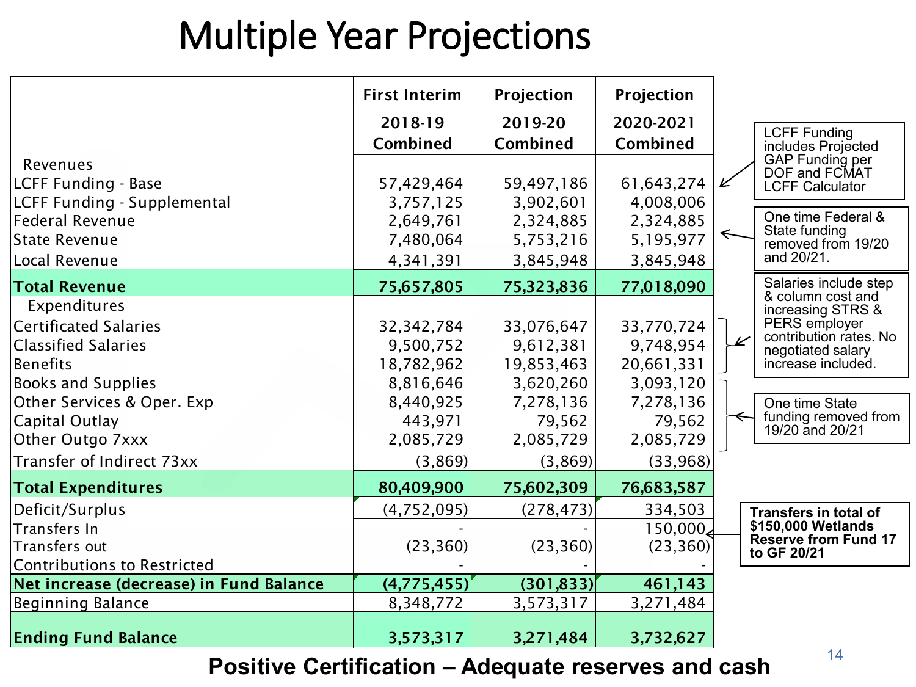# Multiple Year Projections

| | First Interim 2018-19 Combined | Projection 2019-20 Combined | Projection 2020-2021 Combined |
|---|---|---|---|
| Revenues | | | |
| LCFF Funding - Base | 57,429,464 | 59,497,186 | 61,643,274 |
| LCFF Funding - Supplemental | 3,757,125 | 3,902,601 | 4,008,006 |
| Federal Revenue | 2,649,761 | 2,324,885 | 2,324,885 |
| State Revenue | 7,480,064 | 5,753,216 | 5,195,977 |
| Local Revenue | 4,341,391 | 3,845,948 | 3,845,948 |
| **Total Revenue** | **75,657,805** | **75,323,836** | **77,018,090** |
| Expenditures | | | |
| Certificated Salaries | 32,342,784 | 33,076,647 | 33,770,724 |
| Classified Salaries | 9,500,752 | 9,612,381 | 9,748,954 |
| Benefits | 18,782,962 | 19,853,463 | 20,661,331 |
| Books and Supplies | 8,816,646 | 3,620,260 | 3,093,120 |
| Other Services & Oper. Exp | 8,440,925 | 7,278,136 | 7,278,136 |
| Capital Outlay | 443,971 | 79,562 | 79,562 |
| Other Outgo 7xxx | 2,085,729 | 2,085,729 | 2,085,729 |
| Transfer of Indirect 73xx | (3,869) | (3,869) | (33,968) |
| **Total Expenditures** | **80,409,900** | **75,602,309** | **76,683,587** |
| Deficit/Surplus | (4,752,095) | (278,473) | 334,503 |
| Transfers In | - | - | 150,000 |
| Transfers out | (23,360) | (23,360) | (23,360) |
| Contributions to Restricted | - | - | - |
| **Net increase (decrease) in Fund Balance** | **(4,775,455)** | **(301,833)** | **461,143** |
| Beginning Balance | 8,348,772 | 3,573,317 | 3,271,484 |
| **Ending Fund Balance** | **3,573,317** | **3,271,484** | **3,732,627** |

- LCFF Funding includes Projected GAP Funding per DOF and FCMAT LCFF Calculator
- One time Federal & State funding removed from 19/20 and 20/21.
- Salaries include step & column cost and increasing STRS & PERS employer contribution rates. No negotiated salary increase included.
- One time State funding removed from 19/20 and 20/21
- **Transfers in total of $150,000 Wetlands Reserve from Fund 17 to GF 20/21**

**Positive Certification – Adequate reserves and cash**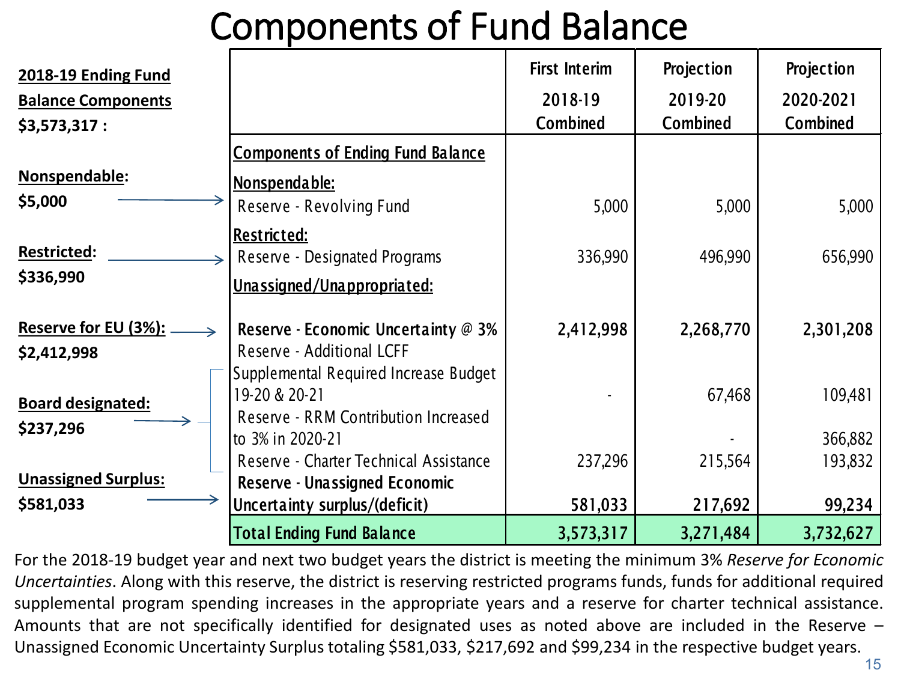# Components of Fund Balance

**2018-19 Ending Fund Balance Components $3,573,317 :**

**Nonspendable:** $5,000

**Restricted:** $336,990

**Reserve for EU (3%):** $2,412,998

**Board designated:** $237,296

**Unassigned Surplus:** $581,033

| | First Interim 2018-19 Combined | Projection 2019-20 Combined | Projection 2020-2021 Combined |
|---|---|---|---|
| **Components of Ending Fund Balance** | | | |
| **Nonspendable:** | | | |
| Reserve - Revolving Fund | 5,000 | 5,000 | 5,000 |
| **Restricted:** | | | |
| Reserve - Designated Programs | 336,990 | 496,990 | 656,990 |
| **Unassigned/Unappropriated:** | | | |
| **Reserve - Economic Uncertainty @ 3%** | **2,412,998** | **2,268,770** | **2,301,208** |
| Reserve - Additional LCFF Supplemental Required Increase Budget 19-20 & 20-21 | - | 67,468 | 109,481 |
| Reserve - RRM Contribution Increased to 3% in 2020-21 | | - | 366,882 |
| Reserve - Charter Technical Assistance | 237,296 | 215,564 | 193,832 |
| **Reserve - Unassigned Economic Uncertainty surplus/(deficit)** | **581,033** | **217,692** | **99,234** |
| **Total Ending Fund Balance** | **3,573,317** | **3,271,484** | **3,732,627** |

For the 2018-19 budget year and next two budget years the district is meeting the minimum 3% *Reserve for Economic Uncertainties*. Along with this reserve, the district is reserving restricted programs funds, funds for additional required supplemental program spending increases in the appropriate years and a reserve for charter technical assistance. Amounts that are not specifically identified for designated uses as noted above are included in the Reserve – Unassigned Economic Uncertainty Surplus totaling $581,033, $217,692 and $99,234 in the respective budget years.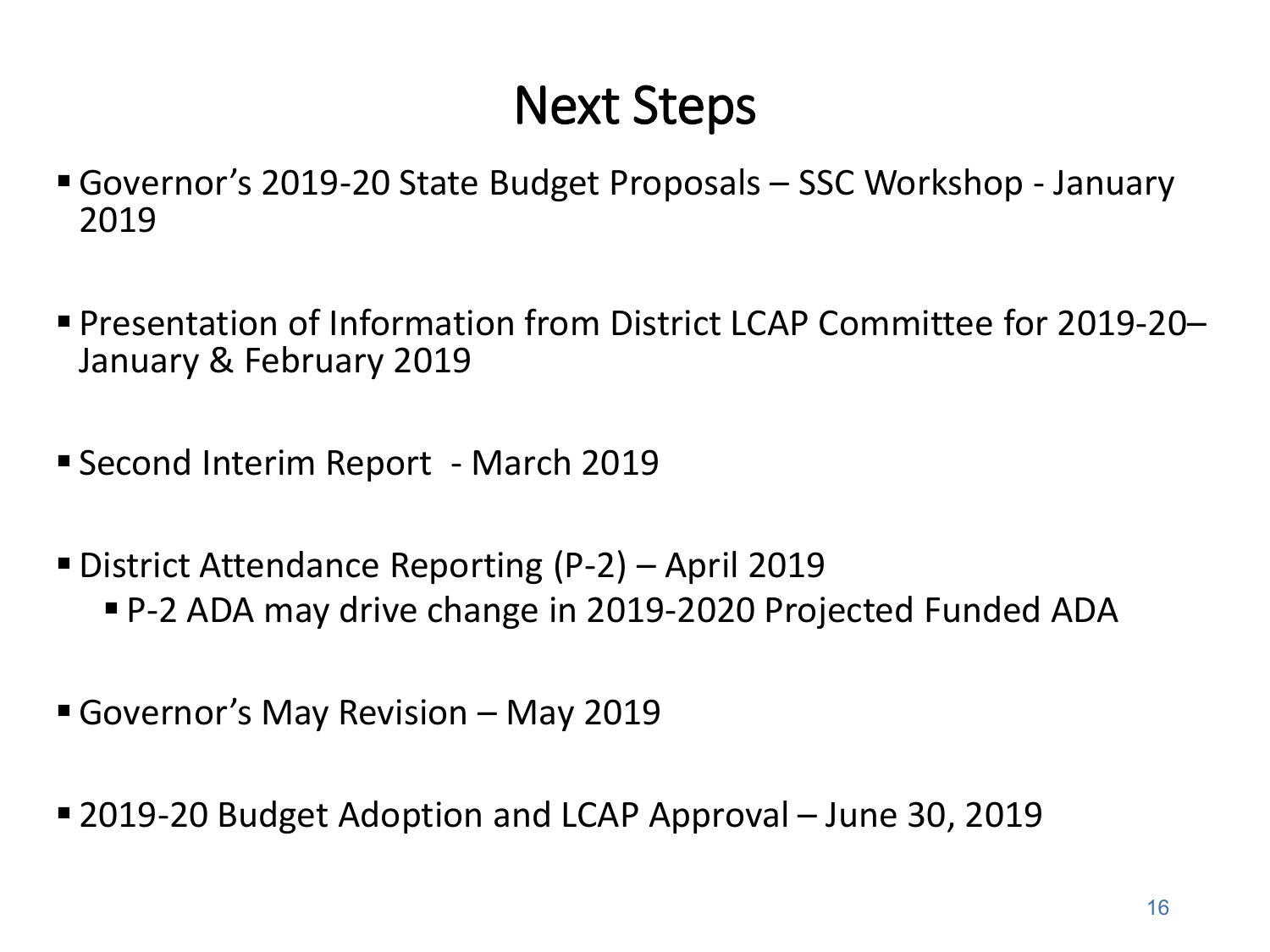# Next Steps

- Governor's 2019-20 State Budget Proposals – SSC Workshop - January 2019
- Presentation of Information from District LCAP Committee for 2019-20– January & February 2019
- Second Interim Report - March 2019
- District Attendance Reporting (P-2) – April 2019
  - P-2 ADA may drive change in 2019-2020 Projected Funded ADA
- Governor's May Revision – May 2019
- 2019-20 Budget Adoption and LCAP Approval – June 30, 2019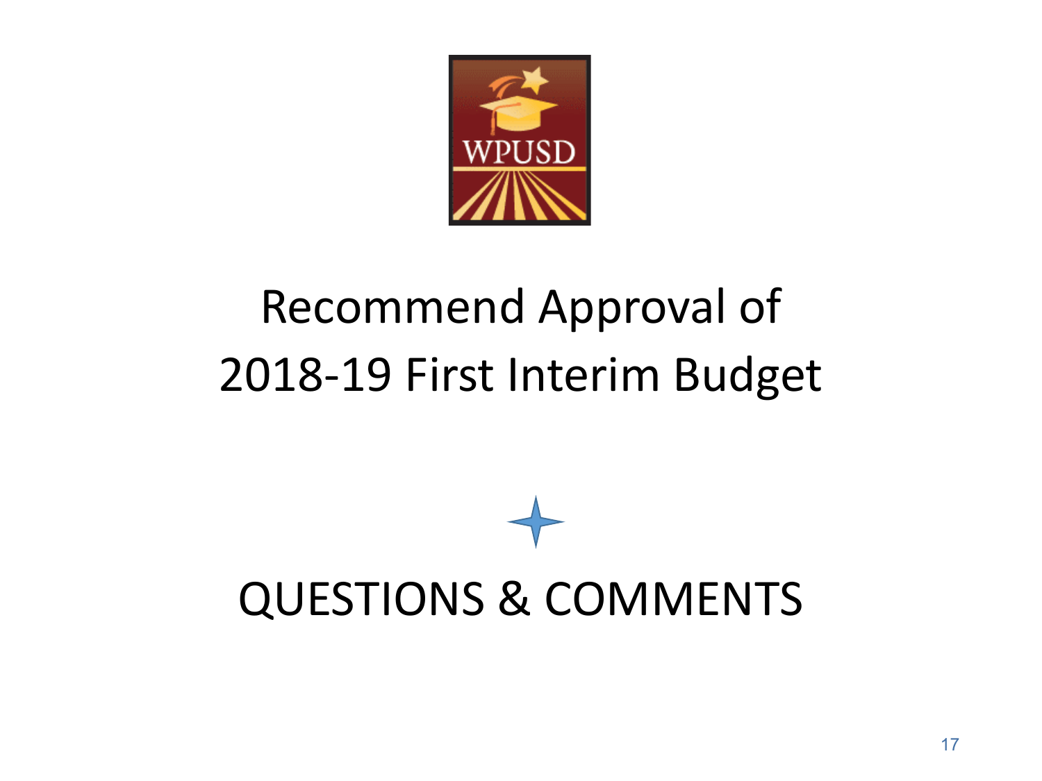# Recommend Approval of 2018-19 First Interim Budget

# QUESTIONS & COMMENTS